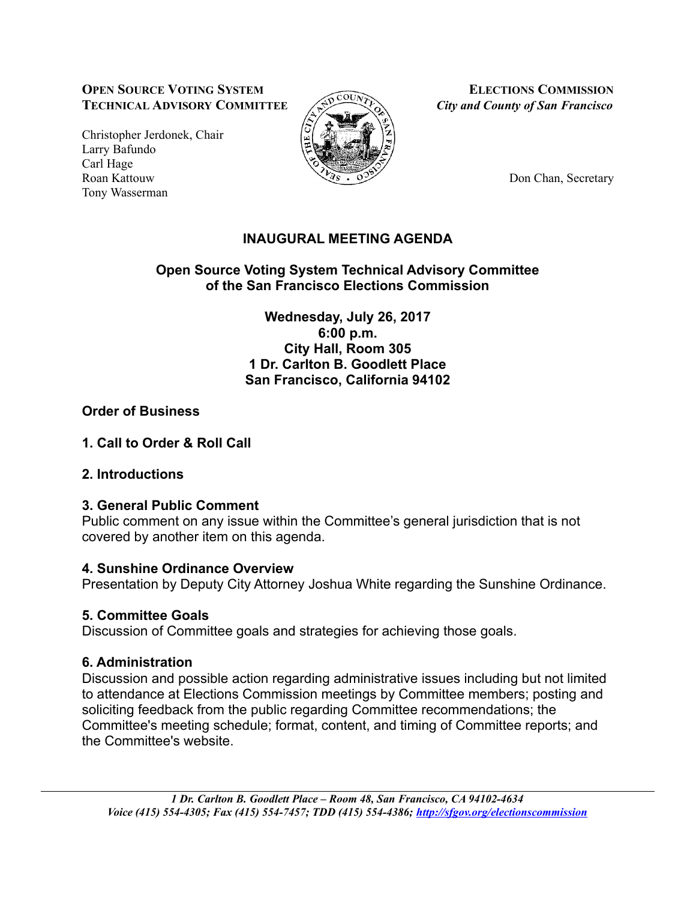**OPEN SOURCE VOTING SYSTEM**
**TECHNICAL ADVISORY COMMITTEE**

Christopher Jerdonek, Chair
Larry Bafundo
Carl Hage
Roan Kattouw
Tony Wasserman

**ELECTIONS COMMISSION**
*City and County of San Francisco*

Don Chan, Secretary

# INAUGURAL MEETING AGENDA

## Open Source Voting System Technical Advisory Committee of the San Francisco Elections Commission

**Wednesday, July 26, 2017**
**6:00 p.m.**
**City Hall, Room 305**
**1 Dr. Carlton B. Goodlett Place**
**San Francisco, California 94102**

### Order of Business

### 1. Call to Order & Roll Call

### 2. Introductions

### 3. General Public Comment

Public comment on any issue within the Committee's general jurisdiction that is not covered by another item on this agenda.

### 4. Sunshine Ordinance Overview

Presentation by Deputy City Attorney Joshua White regarding the Sunshine Ordinance.

### 5. Committee Goals

Discussion of Committee goals and strategies for achieving those goals.

### 6. Administration

Discussion and possible action regarding administrative issues including but not limited to attendance at Elections Commission meetings by Committee members; posting and soliciting feedback from the public regarding Committee recommendations; the Committee's meeting schedule; format, content, and timing of Committee reports; and the Committee's website.

*1 Dr. Carlton B. Goodlett Place – Room 48, San Francisco, CA 94102-4634*
*Voice (415) 554-4305; Fax (415) 554-7457; TDD (415) 554-4386; http://sfgov.org/electionscommission*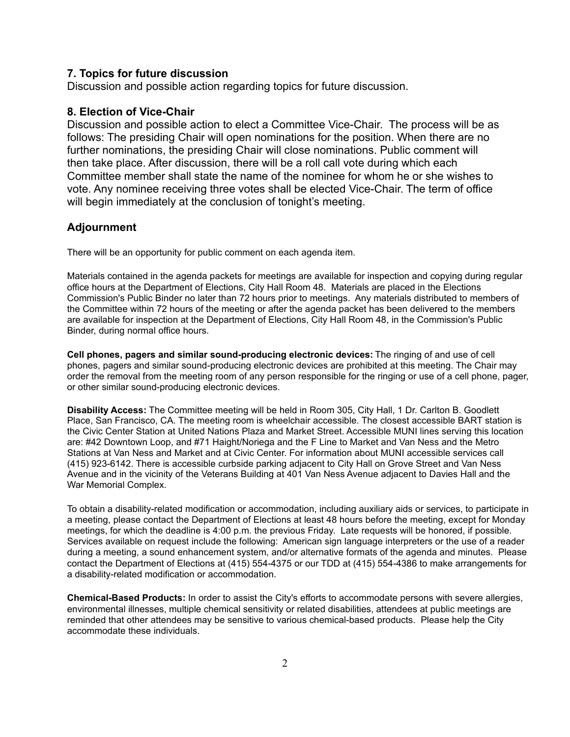### 7. Topics for future discussion

Discussion and possible action regarding topics for future discussion.

### 8. Election of Vice-Chair

Discussion and possible action to elect a Committee Vice-Chair. The process will be as follows: The presiding Chair will open nominations for the position. When there are no further nominations, the presiding Chair will close nominations. Public comment will then take place. After discussion, there will be a roll call vote during which each Committee member shall state the name of the nominee for whom he or she wishes to vote. Any nominee receiving three votes shall be elected Vice-Chair. The term of office will begin immediately at the conclusion of tonight's meeting.

### Adjournment

There will be an opportunity for public comment on each agenda item.

Materials contained in the agenda packets for meetings are available for inspection and copying during regular office hours at the Department of Elections, City Hall Room 48. Materials are placed in the Elections Commission's Public Binder no later than 72 hours prior to meetings. Any materials distributed to members of the Committee within 72 hours of the meeting or after the agenda packet has been delivered to the members are available for inspection at the Department of Elections, City Hall Room 48, in the Commission's Public Binder, during normal office hours.

**Cell phones, pagers and similar sound-producing electronic devices:** The ringing of and use of cell phones, pagers and similar sound-producing electronic devices are prohibited at this meeting. The Chair may order the removal from the meeting room of any person responsible for the ringing or use of a cell phone, pager, or other similar sound-producing electronic devices.

**Disability Access:** The Committee meeting will be held in Room 305, City Hall, 1 Dr. Carlton B. Goodlett Place, San Francisco, CA. The meeting room is wheelchair accessible. The closest accessible BART station is the Civic Center Station at United Nations Plaza and Market Street. Accessible MUNI lines serving this location are: #42 Downtown Loop, and #71 Haight/Noriega and the F Line to Market and Van Ness and the Metro Stations at Van Ness and Market and at Civic Center. For information about MUNI accessible services call (415) 923-6142. There is accessible curbside parking adjacent to City Hall on Grove Street and Van Ness Avenue and in the vicinity of the Veterans Building at 401 Van Ness Avenue adjacent to Davies Hall and the War Memorial Complex.

To obtain a disability-related modification or accommodation, including auxiliary aids or services, to participate in a meeting, please contact the Department of Elections at least 48 hours before the meeting, except for Monday meetings, for which the deadline is 4:00 p.m. the previous Friday. Late requests will be honored, if possible. Services available on request include the following: American sign language interpreters or the use of a reader during a meeting, a sound enhancement system, and/or alternative formats of the agenda and minutes. Please contact the Department of Elections at (415) 554-4375 or our TDD at (415) 554-4386 to make arrangements for a disability-related modification or accommodation.

**Chemical-Based Products:** In order to assist the City's efforts to accommodate persons with severe allergies, environmental illnesses, multiple chemical sensitivity or related disabilities, attendees at public meetings are reminded that other attendees may be sensitive to various chemical-based products. Please help the City accommodate these individuals.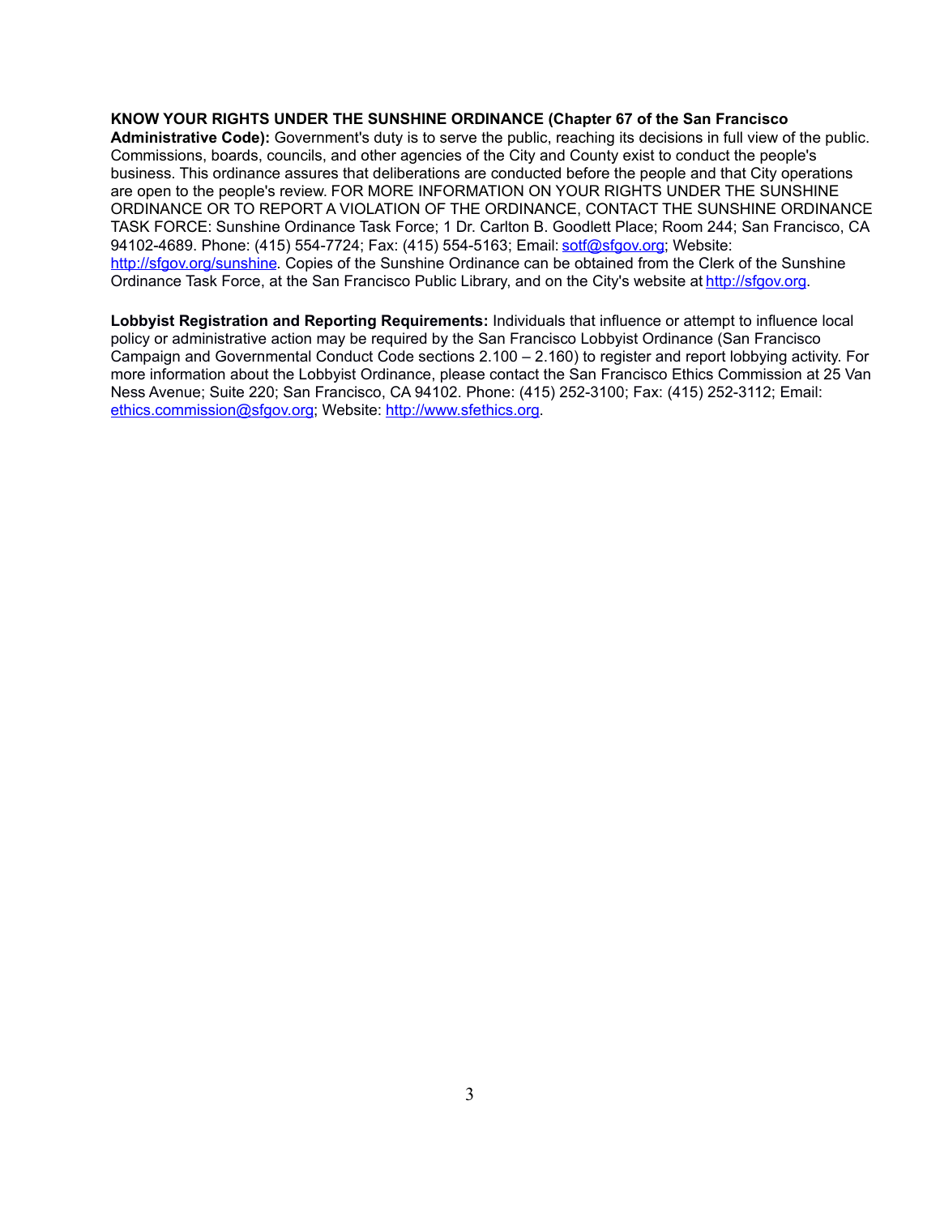**KNOW YOUR RIGHTS UNDER THE SUNSHINE ORDINANCE (Chapter 67 of the San Francisco Administrative Code):** Government's duty is to serve the public, reaching its decisions in full view of the public. Commissions, boards, councils, and other agencies of the City and County exist to conduct the people's business. This ordinance assures that deliberations are conducted before the people and that City operations are open to the people's review. FOR MORE INFORMATION ON YOUR RIGHTS UNDER THE SUNSHINE ORDINANCE OR TO REPORT A VIOLATION OF THE ORDINANCE, CONTACT THE SUNSHINE ORDINANCE TASK FORCE: Sunshine Ordinance Task Force; 1 Dr. Carlton B. Goodlett Place; Room 244; San Francisco, CA 94102-4689. Phone: (415) 554-7724; Fax: (415) 554-5163; Email: sotf@sfgov.org; Website: http://sfgov.org/sunshine. Copies of the Sunshine Ordinance can be obtained from the Clerk of the Sunshine Ordinance Task Force, at the San Francisco Public Library, and on the City's website at http://sfgov.org.

**Lobbyist Registration and Reporting Requirements:** Individuals that influence or attempt to influence local policy or administrative action may be required by the San Francisco Lobbyist Ordinance (San Francisco Campaign and Governmental Conduct Code sections 2.100 – 2.160) to register and report lobbying activity. For more information about the Lobbyist Ordinance, please contact the San Francisco Ethics Commission at 25 Van Ness Avenue; Suite 220; San Francisco, CA 94102. Phone: (415) 252-3100; Fax: (415) 252-3112; Email: ethics.commission@sfgov.org; Website: http://www.sfethics.org.